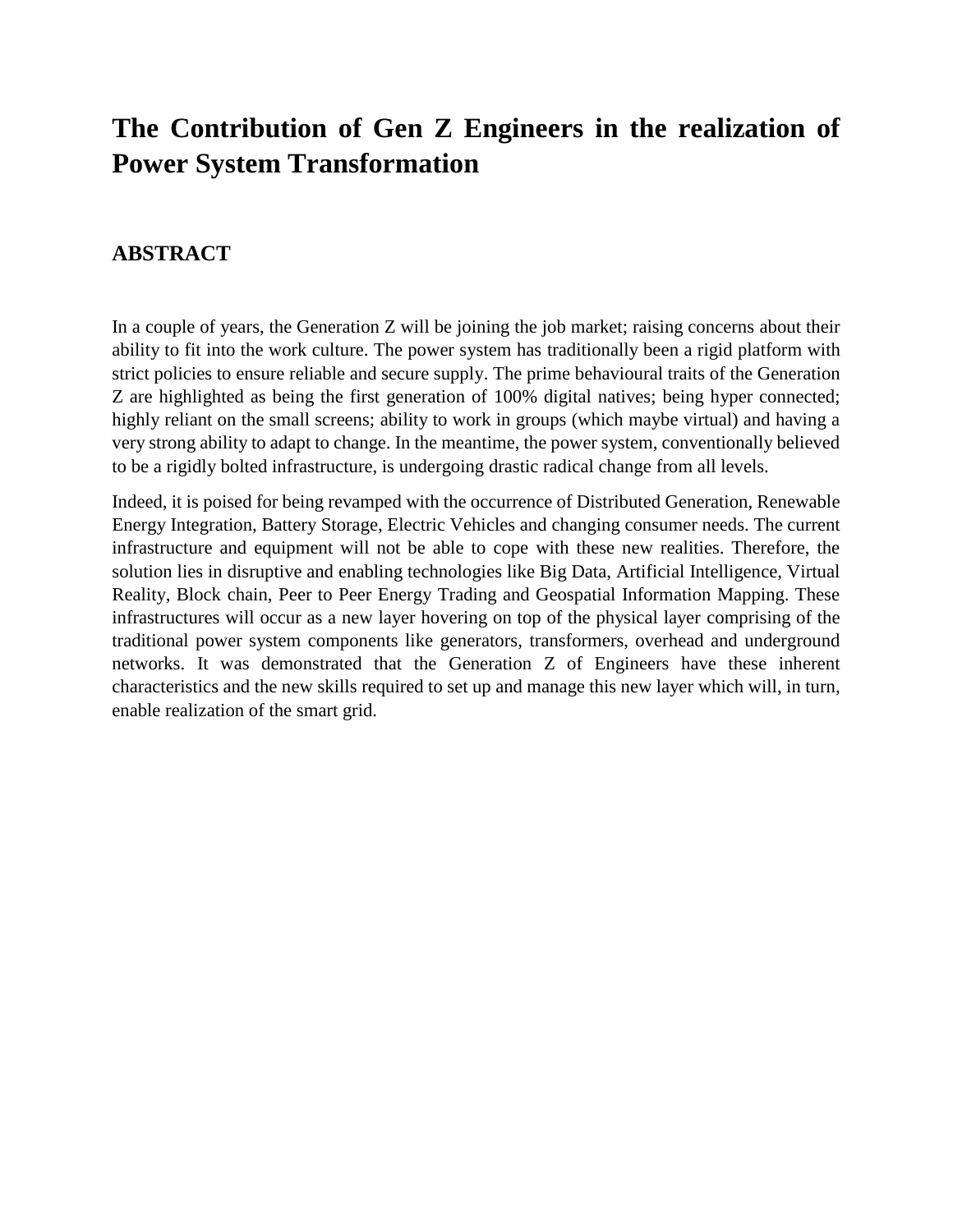# The Contribution of Gen Z Engineers in the realization of Power System Transformation

## ABSTRACT

In a couple of years, the Generation Z will be joining the job market; raising concerns about their ability to fit into the work culture. The power system has traditionally been a rigid platform with strict policies to ensure reliable and secure supply. The prime behavioural traits of the Generation Z are highlighted as being the first generation of 100% digital natives; being hyper connected; highly reliant on the small screens; ability to work in groups (which maybe virtual) and having a very strong ability to adapt to change. In the meantime, the power system, conventionally believed to be a rigidly bolted infrastructure, is undergoing drastic radical change from all levels.

Indeed, it is poised for being revamped with the occurrence of Distributed Generation, Renewable Energy Integration, Battery Storage, Electric Vehicles and changing consumer needs. The current infrastructure and equipment will not be able to cope with these new realities. Therefore, the solution lies in disruptive and enabling technologies like Big Data, Artificial Intelligence, Virtual Reality, Block chain, Peer to Peer Energy Trading and Geospatial Information Mapping. These infrastructures will occur as a new layer hovering on top of the physical layer comprising of the traditional power system components like generators, transformers, overhead and underground networks. It was demonstrated that the Generation Z of Engineers have these inherent characteristics and the new skills required to set up and manage this new layer which will, in turn, enable realization of the smart grid.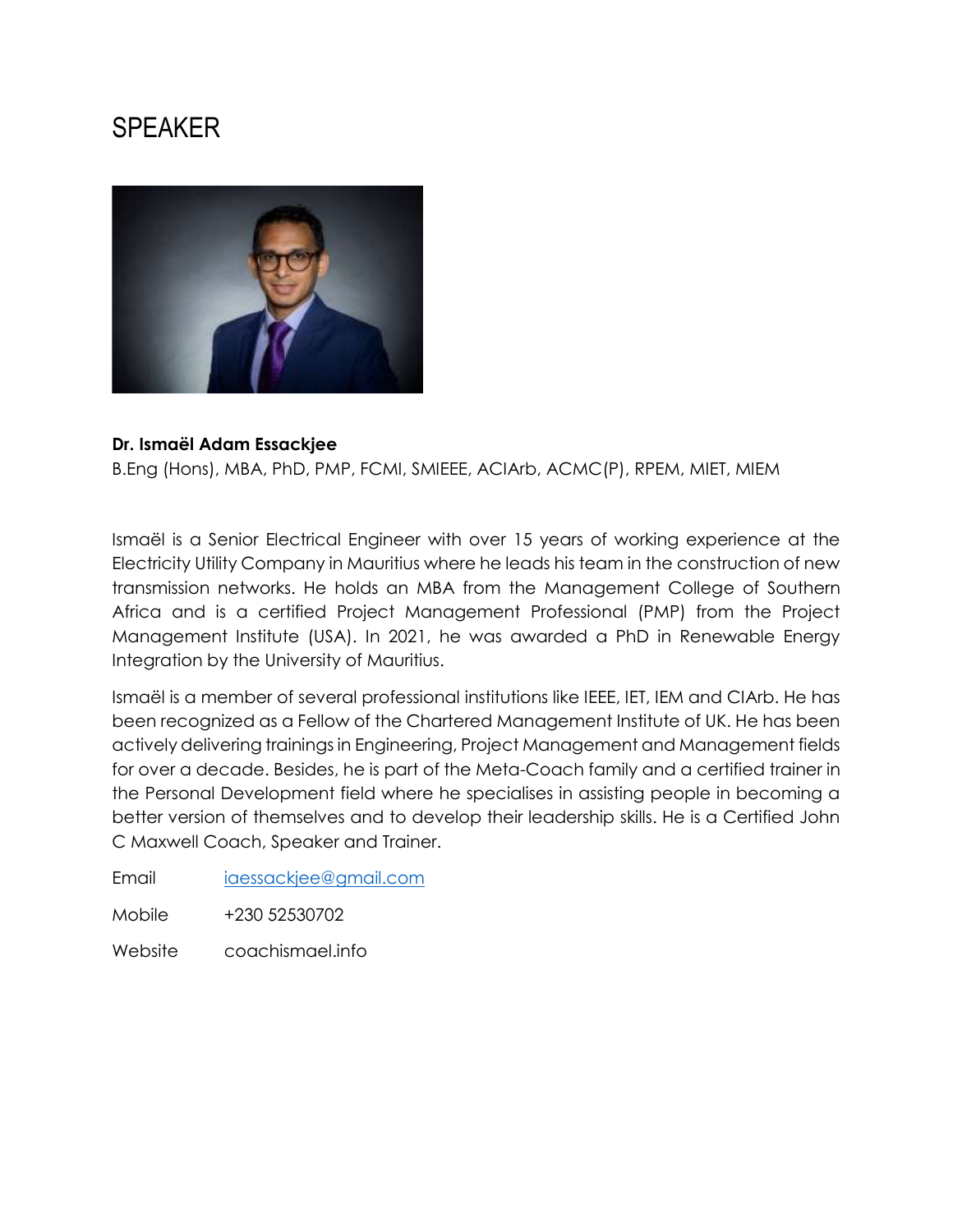# SPEAKER

**Dr. Ismaël Adam Essackjee**

B.Eng (Hons), MBA, PhD, PMP, FCMI, SMIEEE, ACIArb, ACMC(P), RPEM, MIET, MIEM

Ismaël is a Senior Electrical Engineer with over 15 years of working experience at the Electricity Utility Company in Mauritius where he leads his team in the construction of new transmission networks. He holds an MBA from the Management College of Southern Africa and is a certified Project Management Professional (PMP) from the Project Management Institute (USA). In 2021, he was awarded a PhD in Renewable Energy Integration by the University of Mauritius.

Ismaël is a member of several professional institutions like IEEE, IET, IEM and CIArb. He has been recognized as a Fellow of the Chartered Management Institute of UK. He has been actively delivering trainings in Engineering, Project Management and Management fields for over a decade. Besides, he is part of the Meta-Coach family and a certified trainer in the Personal Development field where he specialises in assisting people in becoming a better version of themselves and to develop their leadership skills. He is a Certified John C Maxwell Coach, Speaker and Trainer.

Email iaessackjee@gmail.com

Mobile +230 52530702

Website coachismael.info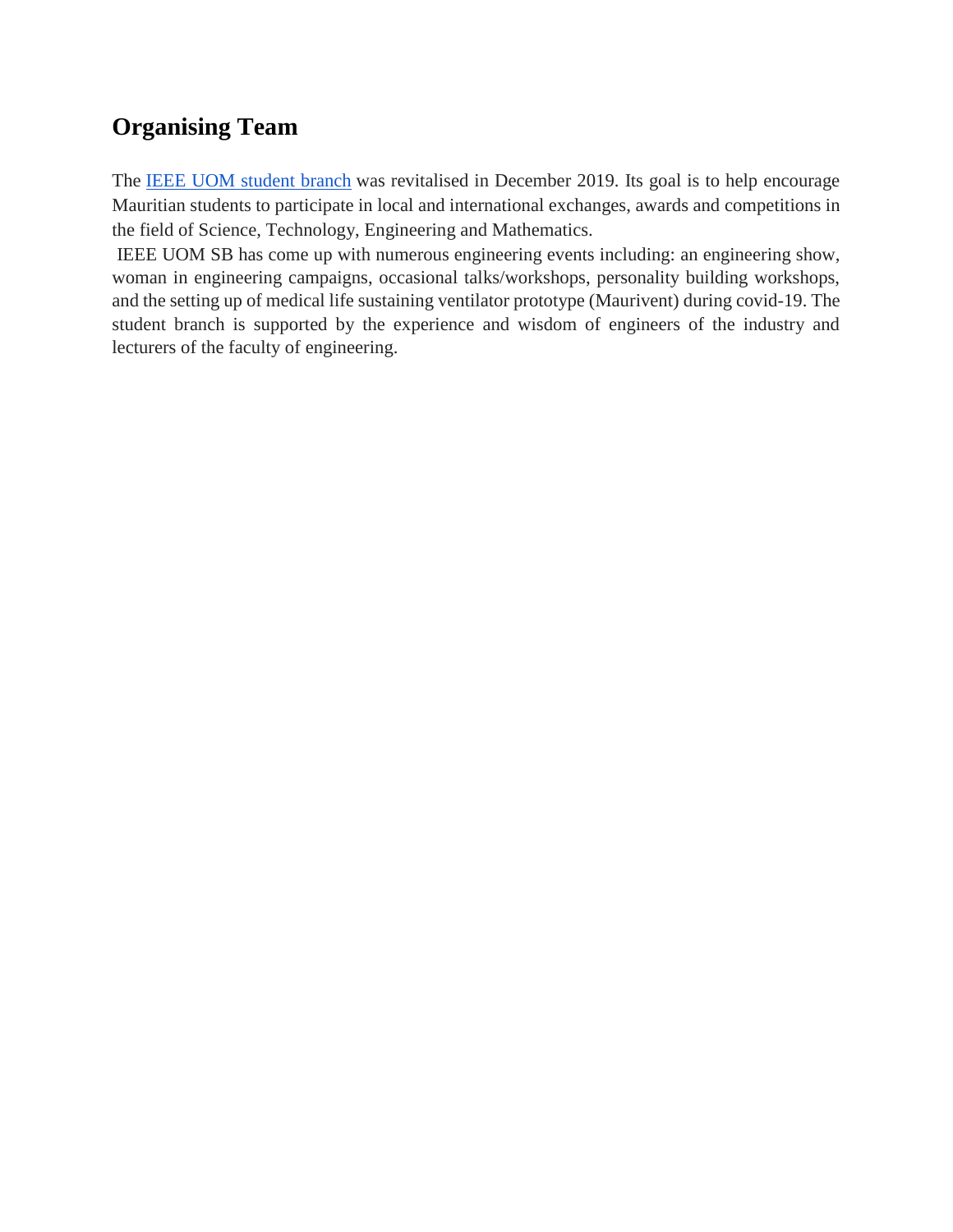## Organising Team

The IEEE UOM student branch was revitalised in December 2019. Its goal is to help encourage Mauritian students to participate in local and international exchanges, awards and competitions in the field of Science, Technology, Engineering and Mathematics.

IEEE UOM SB has come up with numerous engineering events including: an engineering show, woman in engineering campaigns, occasional talks/workshops, personality building workshops, and the setting up of medical life sustaining ventilator prototype (Maurivent) during covid-19. The student branch is supported by the experience and wisdom of engineers of the industry and lecturers of the faculty of engineering.